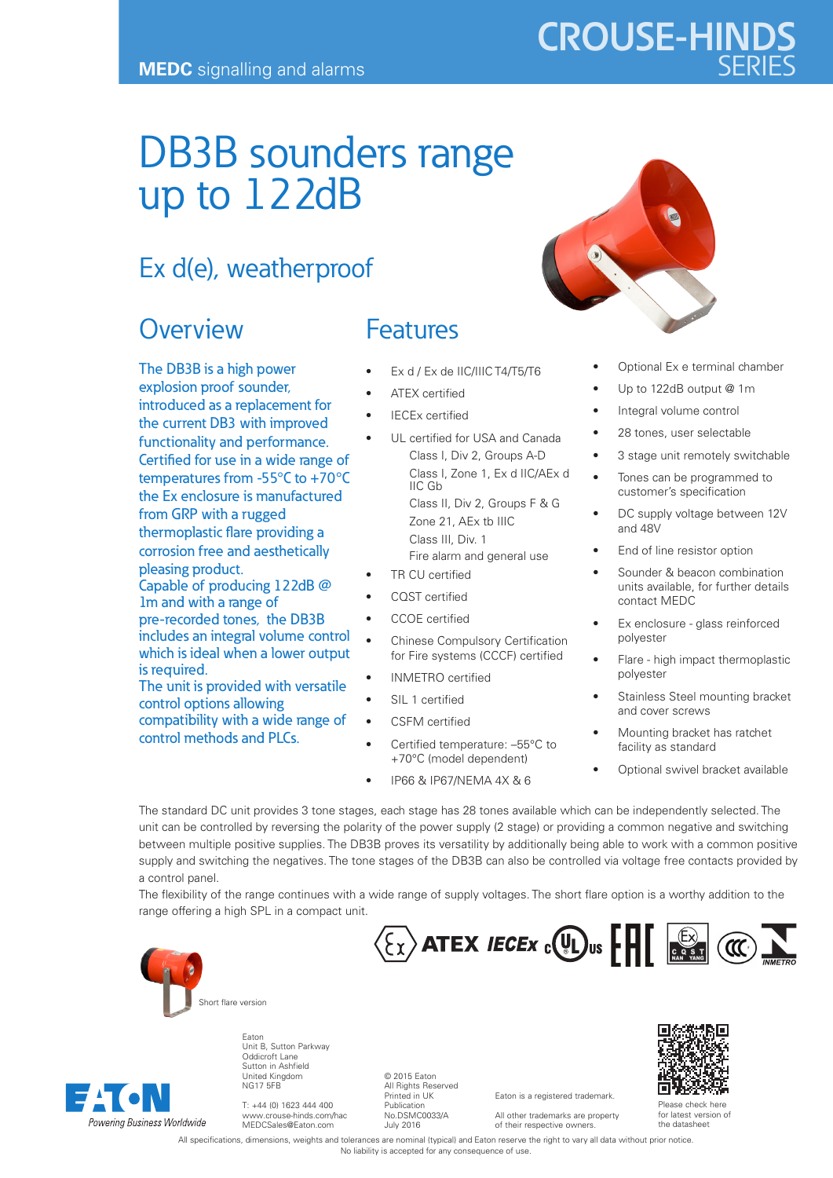MEDC signalling and alarms

CROUSE-HINDS SERIES

# DB3B sounders range up to 122dB

## Ex d(e), weatherproof

## Overview

The DB3B is a high power explosion proof sounder, introduced as a replacement for the current DB3 with improved functionality and performance. Certified for use in a wide range of temperatures from -55°C to +70°C the Ex enclosure is manufactured from GRP with a rugged thermoplastic flare providing a corrosion free and aesthetically pleasing product.
Capable of producing 122dB @ 1m and with a range of pre-recorded tones, the DB3B includes an integral volume control which is ideal when a lower output is required.
The unit is provided with versatile control options allowing compatibility with a wide range of control methods and PLCs.

## Features

- Ex d / Ex de IIC/IIIC T4/T5/T6
- ATEX certified
- IECEx certified
- UL certified for USA and Canada
  - Class I, Div 2, Groups A-D
  - Class I, Zone 1, Ex d IIC/AEx d IIC Gb
  - Class II, Div 2, Groups F & G
  - Zone 21, AEx tb IIIC
  - Class III, Div. 1
  - Fire alarm and general use
- TR CU certified
- CQST certified
- CCOE certified
- Chinese Compulsory Certification for Fire systems (CCCF) certified
- INMETRO certified
- SIL 1 certified
- CSFM certified
- Certified temperature: –55°C to +70°C (model dependent)
- IP66 & IP67/NEMA 4X & 6
- Optional Ex e terminal chamber
- Up to 122dB output @ 1m
- Integral volume control
- 28 tones, user selectable
- 3 stage unit remotely switchable
- Tones can be programmed to customer's specification
- DC supply voltage between 12V and 48V
- End of line resistor option
- Sounder & beacon combination units available, for further details contact MEDC
- Ex enclosure - glass reinforced polyester
- Flare - high impact thermoplastic polyester
- Stainless Steel mounting bracket and cover screws
- Mounting bracket has ratchet facility as standard
- Optional swivel bracket available

The standard DC unit provides 3 tone stages, each stage has 28 tones available which can be independently selected. The unit can be controlled by reversing the polarity of the power supply (2 stage) or providing a common negative and switching between multiple positive supplies. The DB3B proves its versatility by additionally being able to work with a common positive supply and switching the negatives. The tone stages of the DB3B can also be controlled via voltage free contacts provided by a control panel.
The flexibility of the range continues with a wide range of supply voltages. The short flare option is a worthy addition to the range offering a high SPL in a compact unit.

Short flare version

Eaton
Unit B, Sutton Parkway
Oddicroft Lane
Sutton in Ashfield
United Kingdom
NG17 5FB

T: +44 (0) 1623 444 400
www.crouse-hinds.com/hac
MEDCSales@Eaton.com

© 2015 Eaton
All Rights Reserved
Printed in UK
Publication
No.DSMC0033/A
July 2016

Eaton is a registered trademark.

All other trademarks are property of their respective owners.

Please check here for latest version of the datasheet

All specifications, dimensions, weights and tolerances are nominal (typical) and Eaton reserve the right to vary all data without prior notice.
No liability is accepted for any consequence of use.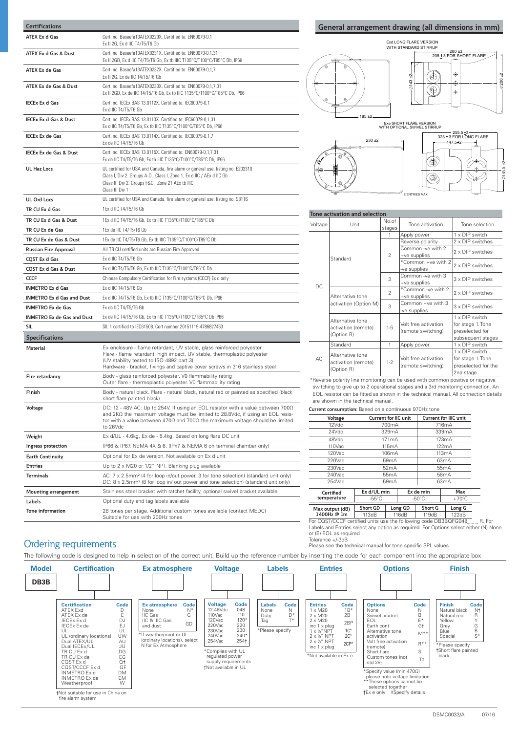## Certifications

| | |
|---|---|
| **ATEX Ex d Gas** | Cert. no. Baseefa13ATEX0229X. Certified to: EN60079-0,1<br>Ex II 2G, Ex d IIC T4/T5/T6 Gb |
| **ATEX Ex d Gas & Dust** | Cert. no. Baseefa13ATEX0231X. Certified to: EN60079-0,1,31<br>Ex II 2GD, Ex d IIC T4/T5/T6 Gb, Ex tb IIIC T135°C/T100°C/T85°C Db, IP66 |
| **ATEX Ex de Gas** | Cert. no. Baseefa13ATEX0232X. Certified to: EN60079-0,1,7<br>Ex II 2G, Ex de IIC T4/T5/T6 Gb |
| **ATEX Ex de Gas & Dust** | Cert. no. Baseefa13ATEX0233X. Certified to: EN60079-0,1,7,31<br>Ex II 2GD, Ex de IIC T4/T5/T6 Gb, Ex tb IIIC T135°C/T100°C/T85°C Db, IP66 |
| **IECEx Ex d Gas** | Cert. no. IECEx BAS 13.0112X. Certified to: IEC60079-0,1<br>Ex d IIC T4/T5/T6 Gb |
| **IECEx Ex d Gas & Dust** | Cert. no. IECEx BAS 13.0113X. Certified to: IEC60079-0,1,31<br>Ex d IIC T4/T5/T6 Gb, Ex tb IIIC T135°C/T100°C/T85°C Db, IP66 |
| **IECEx Ex de Gas** | Cert. no. IECEx BAS 13.0114X. Certified to: IEC60079-0,1,7<br>Ex de IIC T4/T5/T6 Gb |
| **IECEx Ex de Gas & Dust** | Cert. no. IECEx BAS 13.0115X. Certified to: EN60079-0,1,7,31<br>Ex de IIC T4/T5/T6 Gb, Ex tb IIIC T135°C/T100°C/T85°C Db, IP66 |
| **UL Haz Locs** | UL certified for USA and Canada, fire alarm or general use, listing no. E203310<br>Class I, Div 2. Groups A-D. Class I, Zone 1, Ex d IIC / AEx d IIC Gb<br>Class II, Div 2. Groups F&G. Zone 21 AEx tb IIIC<br>Class III Div 1 |
| **UL Ord Locs** | UL certified for USA and Canada, fire alarm or general use, listing no. S8116 |
| **TR CU Ex d Gas** | 1Ex d IIC T4/T5/T6 Gb |
| **TR CU Ex d Gas & Dust** | 1Ex d IIC T4/T5/T6 Gb, Ex tb IIIC T135°C/T100°C/T85°C Db |
| **TR CU Ex de Gas** | 1Ex de IIC T4/T5/T6 Gb |
| **TR CU Ex de Gas & Dust** | 1Ex de IIC T4/T5/T6 Gb, Ex tb IIIC T135°C/T100°C/T85°C Db |
| **Russian Fire Approval** | All TR CU certified units are Russian Fire Approved |
| **CQST Ex d Gas** | Ex d IIC T4/T5/T6 Gb |
| **CQST Ex d Gas & Dust** | Ex d IIC T4/T5/T6 Gb, Ex tb IIIC T135°C/T100°C/T85°C Db |
| **CCCF** | Chinese Compulsory Certification for Fire systems (CCCF) Ex d only |
| **INMETRO Ex d Gas** | Ex d IIC T4/T5/T6 Gb |
| **INMETRO Ex d Gas and Dust** | Ex d IIC T4/T5/T6 Gb, Ex tb IIIC T135°C/T100°C/T85°C Db, IP66 |
| **INMETRO Ex de Gas** | Ex de IIC T4/T5/T6 Gb |
| **INMETRO Ex de Gas and Dust** | Ex de IIC T4/T5/T6 Gb, Ex tb IIIC T135°C/T100°C/T85°C Db IP66 |
| **SIL** | SIL 1 certified to IEC61508. Cert number 20151119-4786827453 |

## Specifications

| | |
|---|---|
| **Material** | Ex enclosure - flame retardant, UV stable, glass reinforced polyester<br>Flare - flame retardant, high impact, UV stable, thermoplastic polyester<br>(UV stability tested to ISO 4892 part 3)<br>Hardware - bracket, fixings and captive cover screws in 316 stainless steel |
| **Fire retardancy** | Body - glass reinforced polyester. V0 flammability rating<br>Outer flare - thermoplastic polyester. V0 flammability rating |
| **Finish** | Body - natural black. Flare - natural black, natural red or painted as specified (black short flare painted black) |
| **Voltage** | DC: 12 - 48V AC: Up to 254V. If using an EOL resistor with a value between 700Ω and 2KΩ the maximum voltage must be limited to 28.8Vdc, if using an EOL resistor with a value between 470Ω and 700Ω the maximum voltage should be limited to 26Vdc |
| **Weight** | Ex d/UL - 4.6kg, Ex de - 5.4kg. Based on long flare DC unit |
| **Ingress protection** | IP66 & IP67, NEMA 4X & 6. (IPx7 & NEMA 6 on terminal chamber only) |
| **Earth Continuity** | Optional for Ex de version. Not available on Ex d unit |
| **Entries** | Up to 2 x M20 or 1/2" NPT. Blanking plug available |
| **Terminals** | AC: 7 x 2.5mm² (4 for loop in/out power, 3 for tone selection) (standard unit only)<br>DC: 8 x 2.5mm² (8 for loop in/ out power and tone selection) (standard unit only) |
| **Mounting arrangement** | Stainless steel bracket with ratchet facility, optional swivel bracket available |
| **Labels** | Optional duty and tag labels available |
| **Tone information** | 28 tones per stage. Additional custom tones available (contact MEDC)<br>Suitable for use with 200Hz tones |

## General arrangement drawing (all dimensions in mm)

Exd LONG FLARE VERSION WITH STANDARD STIRRUP
280 ±3
208 ± 3 FOR SHORT FLARE
Ø143 ±2
Ø200 ±2
185 ±2

Exe SHORT FLARE VERSION WITH OPTIONAL SWIVEL STIRRUP
230 ±2
255.5 ±3
323 ± 3 FOR LONG FLARE
147.5 ±2
Ø145.5 ±2
2 ENTRIES MAX

## Tone activation and selection

| Voltage | Unit | No.of stages | Tone activation | Tone selection |
|---|---|---|---|---|
| DC | Standard | 1 | Apply power | 1 x DIP switch |
| | | 2 | Reverse polarity | 2 x DIP switches |
| | | | Common -ve with 2 +ve supplies | 2 x DIP switches |
| | | | *Common +ve with 2 -ve supplies | 2 x DIP switches |
| | | 3 | Common -ve with 3 +ve supplies | 3 x DIP switches |
| | Alternative tone activation (Option M) | 2 | *Common -ve with 2 +ve supplies | 2 x DIP switches |
| | | 3 | Common +ve with 3 -ve supplies | 3 x DIP switches |
| | Alternative tone activation (remote) (Option R) | 1-5 | Volt free activation (remote switching) | 1 x DIP switch for stage 1. Tone preselected for subsequent stages |
| AC | Standard | 1 | Apply power | 1 x DIP switch |
| | Alternative tone activation (remote) (Option R) | 1-2 | Volt free activation (remote switching) | 1 x DIP switch for stage 1. Tone preselected for the 2nd stage |

*Reverse polarity line monitoring can be used with common positive or negative switching to give up to 2 operational stages and a 3rd monitoring connection. An EOL resistor can be fitted as shown in the technical manual. All connection details are shown in the technical manual.

**Current consumption:** Based on a continuous 970Hz tone

| Voltage | Current for IIC unit | Current for IIIC unit |
|---|---|---|
| 12Vdc | 700mA | 716mA |
| 24Vdc | 329mA | 339mA |
| 48Vdc | 171mA | 173mA |
| 110Vac | 115mA | 122mA |
| 120Vac | 106mA | 113mA |
| 220Vac | 59mA | 63mA |
| 230Vac | 52mA | 55mA |
| 240Vac | 55mA | 58mA |
| 254Vac | 59mA | 63mA |

| Certified temperature | Ex d/UL min | Ex de min | Max |
|---|---|---|---|
| | -55°C | -50°C | +70°C |

| Max output (dB) 1400Hz @ 1m | Short GD | Long GD | Short G | Long G |
|---|---|---|---|---|
| | 113dB | 116dB | 119dB | 122dB |

For CQST/CCCF certified units use the following code DB3BQFG048_ _ _R. For Labels and Entries select any option as required. For Options select either (N) None or (E) EOL as required
Tolerance +/-3dB
Please see the technical manual for tone specific SPL values

## Ordering requirements

The following code is designed to help in selection of the correct unit. Build up the reference number by inserting the code for each component into the appropriate box

**Model:** DB3B | **Certification** | **Ex atmosphere** | **Voltage** | **Labels** | **Entries** | **Options** | **Finish**

| Certification | Code |
|---|---|
| ATEX Exd | D |
| ATEX Ex de | E |
| IECEx Ex d | DJ |
| IECEx Ex de | EJ |
| UL | UL |
| UL (ordinary locations) | UW |
| Dual ATEX/UL | AU |
| Dual IECEx/UL | JU |
| TR CU Ex d | DG |
| TR CU Ex de | EG |
| CQST Ex d | Q† |
| CQST/CCCF Ex d | QF |
| INMETRO Ex d | DM |
| INMETRO Ex de | EM |
| Weatherproof | W |

†Not suitable for use in China on fire alarm system

| Ex atmosphere | Code |
|---|---|
| None | N* |
| IIC Gas | G |
| IIC & IIIC Gas and dust | GD |

*If weatherproof or UL (ordinary locations), select N for Ex Atmosphere

| Voltage | Code |
|---|---|
| 12-48Vdc | 048 |
| 110Vac | 110 |
| 120Vac | 120* |
| 220Vac | 220 |
| 230Vac | 230 |
| 240Vac | 240* |
| 254Vac | 254† |

*Complies with UL regulated power supply requirements
†Not available in UL

| Labels | Code |
|---|---|
| None | N |
| Duty | D* |
| Tag | T* |

*Please specify

| Entries | Code |
|---|---|
| 1 x M20 | 1B* |
| 2 x M20 | 2B |
| 2 x M20 inc 1 x plug | 2BP |
| 1 x ½"NPT | 1C* |
| 2 x ½" NPT | 2C* |
| 2 x ½" NPT inc 1 x plug | 2CP* |

*Not available in Ex e

| Options | Code |
|---|---|
| None | N |
| Swivel bracket | B |
| EOL | E* |
| Earth cont | G† |
| Alternative tone activation | M** |
| Volt free activation (remote) | R** |
| Short flare | S |
| Custom tones (not std 28) | T‡ |

*Specify value (min 470Ω) please note voltage limitation
**These options cannot be selected together
†Ex e only ‡Specify details

| Finish | Code |
|---|---|
| Natural black | N† |
| Natural red | R |
| Yellow | Y |
| Grey | G |
| Blue | B |
| Special | S* |

*Please specify
†Short flare painted black

DSMC0033/A 07/16